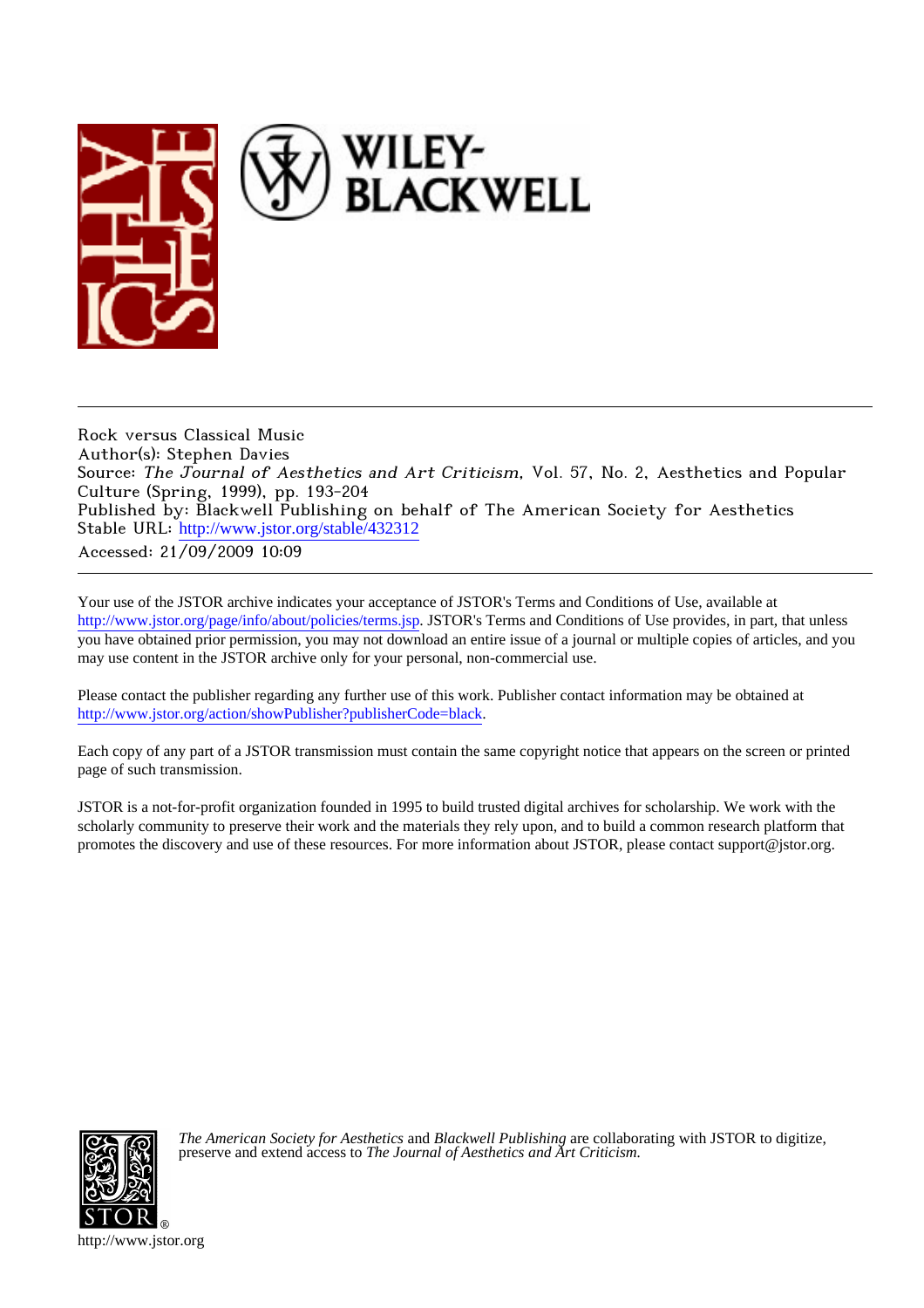Rock versus Classical Music
Author(s): Stephen Davies
Source: *The Journal of Aesthetics and Art Criticism*, Vol. 57, No. 2, Aesthetics and Popular Culture (Spring, 1999), pp. 193-204
Published by: Blackwell Publishing on behalf of The American Society for Aesthetics
Stable URL: http://www.jstor.org/stable/432312
Accessed: 21/09/2009 10:09

---

Your use of the JSTOR archive indicates your acceptance of JSTOR's Terms and Conditions of Use, available at http://www.jstor.org/page/info/about/policies/terms.jsp. JSTOR's Terms and Conditions of Use provides, in part, that unless you have obtained prior permission, you may not download an entire issue of a journal or multiple copies of articles, and you may use content in the JSTOR archive only for your personal, non-commercial use.

Please contact the publisher regarding any further use of this work. Publisher contact information may be obtained at http://www.jstor.org/action/showPublisher?publisherCode=black.

Each copy of any part of a JSTOR transmission must contain the same copyright notice that appears on the screen or printed page of such transmission.

JSTOR is a not-for-profit organization founded in 1995 to build trusted digital archives for scholarship. We work with the scholarly community to preserve their work and the materials they rely upon, and to build a common research platform that promotes the discovery and use of these resources. For more information about JSTOR, please contact support@jstor.org.

*The American Society for Aesthetics* and *Blackwell Publishing* are collaborating with JSTOR to digitize, preserve and extend access to *The Journal of Aesthetics and Art Criticism.*

http://www.jstor.org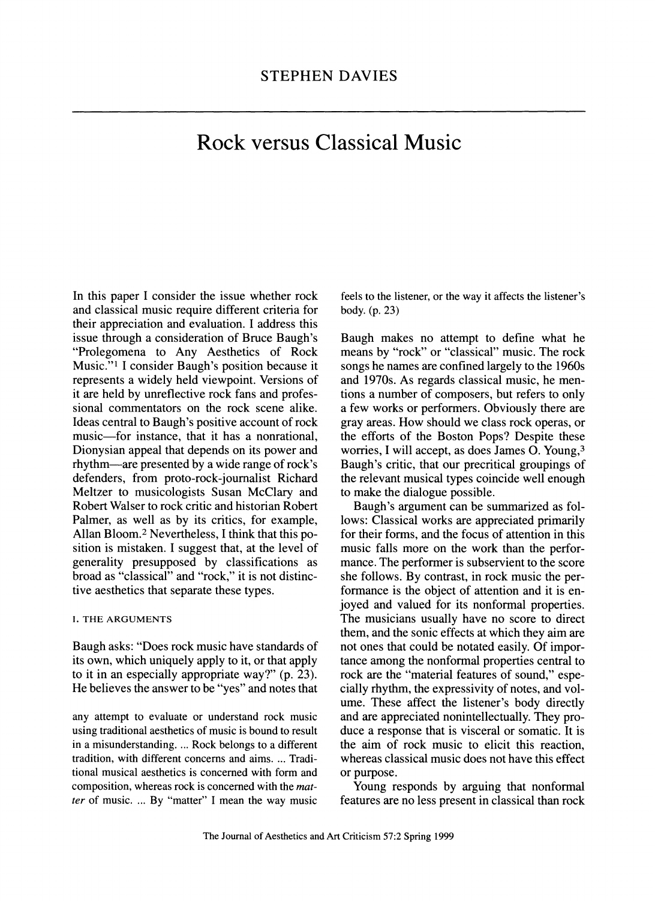STEPHEN DAVIES

# Rock versus Classical Music

In this paper I consider the issue whether rock and classical music require different criteria for their appreciation and evaluation. I address this issue through a consideration of Bruce Baugh's "Prolegomena to Any Aesthetics of Rock Music."[1] I consider Baugh's position because it represents a widely held viewpoint. Versions of it are held by unreflective rock fans and professional commentators on the rock scene alike. Ideas central to Baugh's positive account of rock music—for instance, that it has a nonrational, Dionysian appeal that depends on its power and rhythm—are presented by a wide range of rock's defenders, from proto-rock-journalist Richard Meltzer to musicologists Susan McClary and Robert Walser to rock critic and historian Robert Palmer, as well as by its critics, for example, Allan Bloom.[2] Nevertheless, I think that this position is mistaken. I suggest that, at the level of generality presupposed by classifications as broad as "classical" and "rock," it is not distinctive aesthetics that separate these types.

## I. THE ARGUMENTS

Baugh asks: "Does rock music have standards of its own, which uniquely apply to it, or that apply to it in an especially appropriate way?" (p. 23). He believes the answer to be "yes" and notes that

> any attempt to evaluate or understand rock music using traditional aesthetics of music is bound to result in a misunderstanding. ... Rock belongs to a different tradition, with different concerns and aims. ... Traditional musical aesthetics is concerned with form and composition, whereas rock is concerned with the *matter* of music. ... By "matter" I mean the way music feels to the listener, or the way it affects the listener's body. (p. 23)

Baugh makes no attempt to define what he means by "rock" or "classical" music. The rock songs he names are confined largely to the 1960s and 1970s. As regards classical music, he mentions a number of composers, but refers to only a few works or performers. Obviously there are gray areas. How should we class rock operas, or the efforts of the Boston Pops? Despite these worries, I will accept, as does James O. Young,[3] Baugh's critic, that our precritical groupings of the relevant musical types coincide well enough to make the dialogue possible.

Baugh's argument can be summarized as follows: Classical works are appreciated primarily for their forms, and the focus of attention in this music falls more on the work than the performance. The performer is subservient to the score she follows. By contrast, in rock music the performance is the object of attention and it is enjoyed and valued for its nonformal properties. The musicians usually have no score to direct them, and the sonic effects at which they aim are not ones that could be notated easily. Of importance among the nonformal properties central to rock are the "material features of sound," especially rhythm, the expressivity of notes, and volume. These affect the listener's body directly and are appreciated nonintellectually. They produce a response that is visceral or somatic. It is the aim of rock music to elicit this reaction, whereas classical music does not have this effect or purpose.

Young responds by arguing that nonformal features are no less present in classical than rock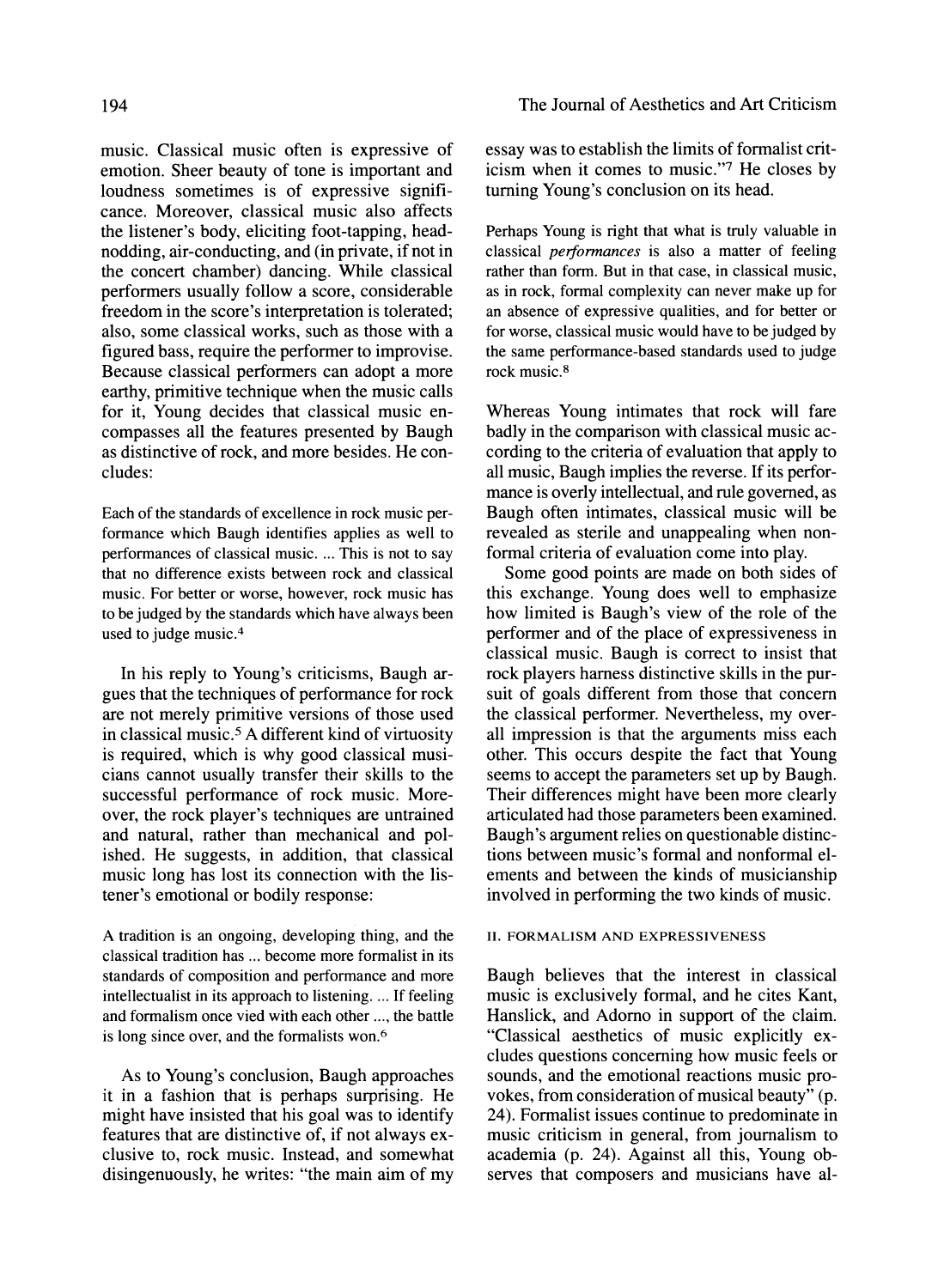music. Classical music often is expressive of emotion. Sheer beauty of tone is important and loudness sometimes is of expressive significance. Moreover, classical music also affects the listener's body, eliciting foot-tapping, head-nodding, air-conducting, and (in private, if not in the concert chamber) dancing. While classical performers usually follow a score, considerable freedom in the score's interpretation is tolerated; also, some classical works, such as those with a figured bass, require the performer to improvise. Because classical performers can adopt a more earthy, primitive technique when the music calls for it, Young decides that classical music encompasses all the features presented by Baugh as distinctive of rock, and more besides. He concludes:

> Each of the standards of excellence in rock music performance which Baugh identifies applies as well to performances of classical music. ... This is not to say that no difference exists between rock and classical music. For better or worse, however, rock music has to be judged by the standards which have always been used to judge music.[4]

In his reply to Young's criticisms, Baugh argues that the techniques of performance for rock are not merely primitive versions of those used in classical music.[5] A different kind of virtuosity is required, which is why good classical musicians cannot usually transfer their skills to the successful performance of rock music. Moreover, the rock player's techniques are untrained and natural, rather than mechanical and polished. He suggests, in addition, that classical music long has lost its connection with the listener's emotional or bodily response:

> A tradition is an ongoing, developing thing, and the classical tradition has ... become more formalist in its standards of composition and performance and more intellectualist in its approach to listening. ... If feeling and formalism once vied with each other ..., the battle is long since over, and the formalists won.[6]

As to Young's conclusion, Baugh approaches it in a fashion that is perhaps surprising. He might have insisted that his goal was to identify features that are distinctive of, if not always exclusive to, rock music. Instead, and somewhat disingenuously, he writes: "the main aim of my essay was to establish the limits of formalist criticism when it comes to music."[7] He closes by turning Young's conclusion on its head.

> Perhaps Young is right that what is truly valuable in classical *performances* is also a matter of feeling rather than form. But in that case, in classical music, as in rock, formal complexity can never make up for an absence of expressive qualities, and for better or for worse, classical music would have to be judged by the same performance-based standards used to judge rock music.[8]

Whereas Young intimates that rock will fare badly in the comparison with classical music according to the criteria of evaluation that apply to all music, Baugh implies the reverse. If its performance is overly intellectual, and rule governed, as Baugh often intimates, classical music will be revealed as sterile and unappealing when nonformal criteria of evaluation come into play.

Some good points are made on both sides of this exchange. Young does well to emphasize how limited is Baugh's view of the role of the performer and of the place of expressiveness in classical music. Baugh is correct to insist that rock players harness distinctive skills in the pursuit of goals different from those that concern the classical performer. Nevertheless, my overall impression is that the arguments miss each other. This occurs despite the fact that Young seems to accept the parameters set up by Baugh. Their differences might have been more clearly articulated had those parameters been examined. Baugh's argument relies on questionable distinctions between music's formal and nonformal elements and between the kinds of musicianship involved in performing the two kinds of music.

## II. FORMALISM AND EXPRESSIVENESS

Baugh believes that the interest in classical music is exclusively formal, and he cites Kant, Hanslick, and Adorno in support of the claim. "Classical aesthetics of music explicitly excludes questions concerning how music feels or sounds, and the emotional reactions music provokes, from consideration of musical beauty" (p. 24). Formalist issues continue to predominate in music criticism in general, from journalism to academia (p. 24). Against all this, Young observes that composers and musicians have al-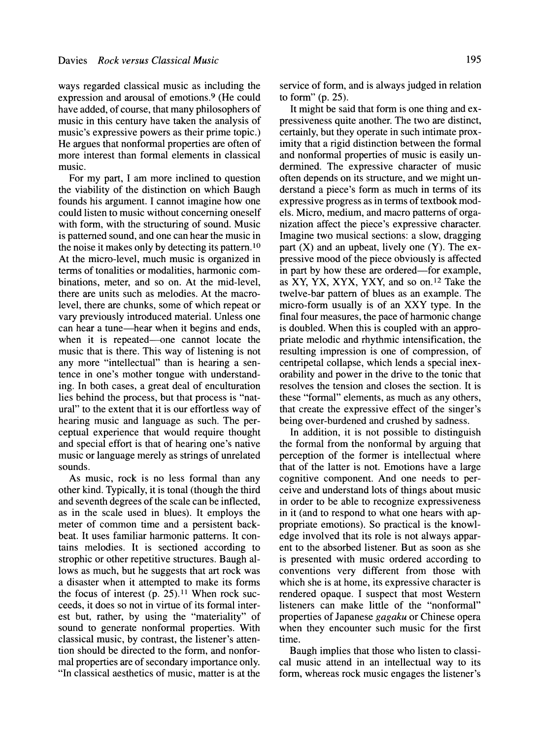ways regarded classical music as including the expression and arousal of emotions.[9] (He could have added, of course, that many philosophers of music in this century have taken the analysis of music's expressive powers as their prime topic.) He argues that nonformal properties are often of more interest than formal elements in classical music.

For my part, I am more inclined to question the viability of the distinction on which Baugh founds his argument. I cannot imagine how one could listen to music without concerning oneself with form, with the structuring of sound. Music is patterned sound, and one can hear the music in the noise it makes only by detecting its pattern.[10] At the micro-level, much music is organized in terms of tonalities or modalities, harmonic combinations, meter, and so on. At the mid-level, there are units such as melodies. At the macro-level, there are chunks, some of which repeat or vary previously introduced material. Unless one can hear a tune—hear when it begins and ends, when it is repeated—one cannot locate the music that is there. This way of listening is not any more "intellectual" than is hearing a sentence in one's mother tongue with understanding. In both cases, a great deal of enculturation lies behind the process, but that process is "natural" to the extent that it is our effortless way of hearing music and language as such. The perceptual experience that would require thought and special effort is that of hearing one's native music or language merely as strings of unrelated sounds.

As music, rock is no less formal than any other kind. Typically, it is tonal (though the third and seventh degrees of the scale can be inflected, as in the scale used in blues). It employs the meter of common time and a persistent backbeat. It uses familiar harmonic patterns. It contains melodies. It is sectioned according to strophic or other repetitive structures. Baugh allows as much, but he suggests that art rock was a disaster when it attempted to make its forms the focus of interest (p. 25).[11] When rock succeeds, it does so not in virtue of its formal interest but, rather, by using the "materiality" of sound to generate nonformal properties. With classical music, by contrast, the listener's attention should be directed to the form, and nonformal properties are of secondary importance only. "In classical aesthetics of music, matter is at the service of form, and is always judged in relation to form" (p. 25).

It might be said that form is one thing and expressiveness quite another. The two are distinct, certainly, but they operate in such intimate proximity that a rigid distinction between the formal and nonformal properties of music is easily undermined. The expressive character of music often depends on its structure, and we might understand a piece's form as much in terms of its expressive progress as in terms of textbook models. Micro, medium, and macro patterns of organization affect the piece's expressive character. Imagine two musical sections: a slow, dragging part (X) and an upbeat, lively one (Y). The expressive mood of the piece obviously is affected in part by how these are ordered—for example, as XY, YX, XYX, YXY, and so on.[12] Take the twelve-bar pattern of blues as an example. The micro-form usually is of an XXY type. In the final four measures, the pace of harmonic change is doubled. When this is coupled with an appropriate melodic and rhythmic intensification, the resulting impression is one of compression, of centripetal collapse, which lends a special inexorability and power in the drive to the tonic that resolves the tension and closes the section. It is these "formal" elements, as much as any others, that create the expressive effect of the singer's being over-burdened and crushed by sadness.

In addition, it is not possible to distinguish the formal from the nonformal by arguing that perception of the former is intellectual where that of the latter is not. Emotions have a large cognitive component. And one needs to perceive and understand lots of things about music in order to be able to recognize expressiveness in it (and to respond to what one hears with appropriate emotions). So practical is the knowledge involved that its role is not always apparent to the absorbed listener. But as soon as she is presented with music ordered according to conventions very different from those with which she is at home, its expressive character is rendered opaque. I suspect that most Western listeners can make little of the "nonformal" properties of Japanese *gagaku* or Chinese opera when they encounter such music for the first time.

Baugh implies that those who listen to classical music attend in an intellectual way to its form, whereas rock music engages the listener's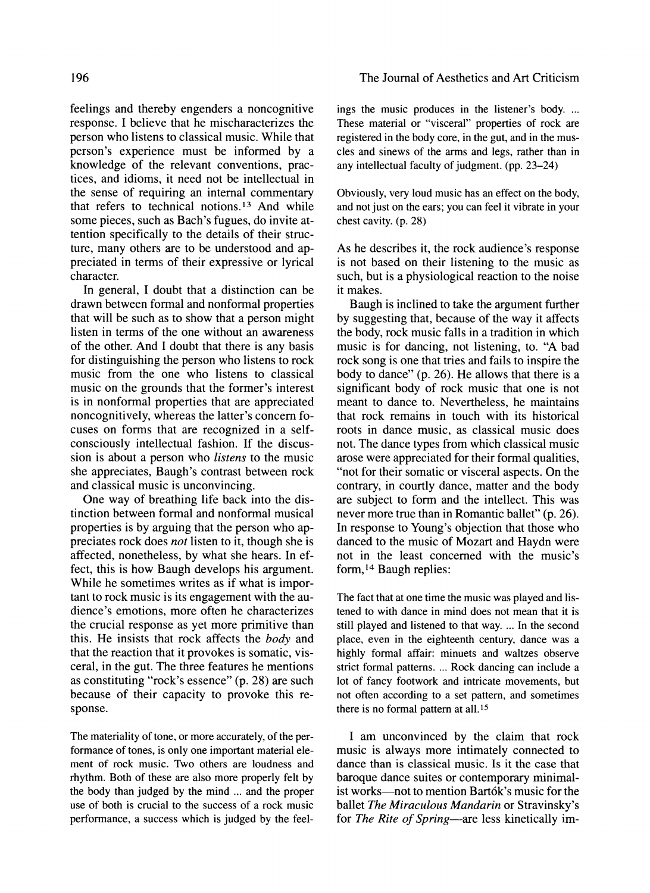feelings and thereby engenders a noncognitive response. I believe that he mischaracterizes the person who listens to classical music. While that person's experience must be informed by a knowledge of the relevant conventions, practices, and idioms, it need not be intellectual in the sense of requiring an internal commentary that refers to technical notions.[13] And while some pieces, such as Bach's fugues, do invite attention specifically to the details of their structure, many others are to be understood and appreciated in terms of their expressive or lyrical character.

In general, I doubt that a distinction can be drawn between formal and nonformal properties that will be such as to show that a person might listen in terms of the one without an awareness of the other. And I doubt that there is any basis for distinguishing the person who listens to rock music from the one who listens to classical music on the grounds that the former's interest is in nonformal properties that are appreciated noncognitively, whereas the latter's concern focuses on forms that are recognized in a self-consciously intellectual fashion. If the discussion is about a person who *listens* to the music she appreciates, Baugh's contrast between rock and classical music is unconvincing.

One way of breathing life back into the distinction between formal and nonformal musical properties is by arguing that the person who appreciates rock does *not* listen to it, though she is affected, nonetheless, by what she hears. In effect, this is how Baugh develops his argument. While he sometimes writes as if what is important to rock music is its engagement with the audience's emotions, more often he characterizes the crucial response as yet more primitive than this. He insists that rock affects the *body* and that the reaction that it provokes is somatic, visceral, in the gut. The three features he mentions as constituting "rock's essence" (p. 28) are such because of their capacity to provoke this response.

> The materiality of tone, or more accurately, of the performance of tones, is only one important material element of rock music. Two others are loudness and rhythm. Both of these are also more properly felt by the body than judged by the mind ... and the proper use of both is crucial to the success of a rock music performance, a success which is judged by the feelings the music produces in the listener's body. ... These material or "visceral" properties of rock are registered in the body core, in the gut, and in the muscles and sinews of the arms and legs, rather than in any intellectual faculty of judgment. (pp. 23–24)

> Obviously, very loud music has an effect on the body, and not just on the ears; you can feel it vibrate in your chest cavity. (p. 28)

As he describes it, the rock audience's response is not based on their listening to the music as such, but is a physiological reaction to the noise it makes.

Baugh is inclined to take the argument further by suggesting that, because of the way it affects the body, rock music falls in a tradition in which music is for dancing, not listening, to. "A bad rock song is one that tries and fails to inspire the body to dance" (p. 26). He allows that there is a significant body of rock music that one is not meant to dance to. Nevertheless, he maintains that rock remains in touch with its historical roots in dance music, as classical music does not. The dance types from which classical music arose were appreciated for their formal qualities, "not for their somatic or visceral aspects. On the contrary, in courtly dance, matter and the body are subject to form and the intellect. This was never more true than in Romantic ballet" (p. 26). In response to Young's objection that those who danced to the music of Mozart and Haydn were not in the least concerned with the music's form,[14] Baugh replies:

> The fact that at one time the music was played and listened to with dance in mind does not mean that it is still played and listened to that way. ... In the second place, even in the eighteenth century, dance was a highly formal affair: minuets and waltzes observe strict formal patterns. ... Rock dancing can include a lot of fancy footwork and intricate movements, but not often according to a set pattern, and sometimes there is no formal pattern at all.[15]

I am unconvinced by the claim that rock music is always more intimately connected to dance than is classical music. Is it the case that baroque dance suites or contemporary minimalist works—not to mention Bartók's music for the ballet *The Miraculous Mandarin* or Stravinsky's for *The Rite of Spring*—are less kinetically im-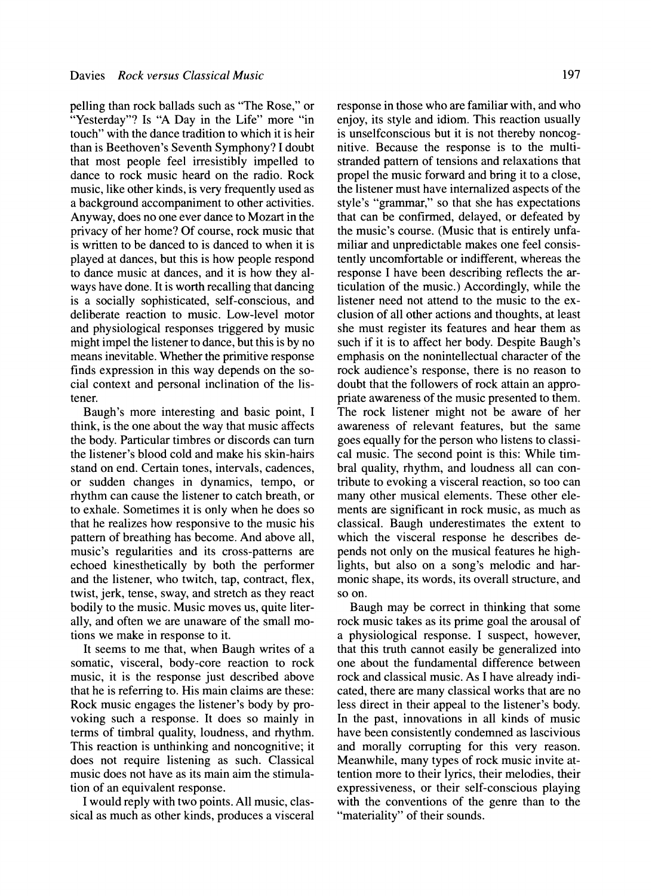pelling than rock ballads such as "The Rose," or "Yesterday"? Is "A Day in the Life" more "in touch" with the dance tradition to which it is heir than is Beethoven's Seventh Symphony? I doubt that most people feel irresistibly impelled to dance to rock music heard on the radio. Rock music, like other kinds, is very frequently used as a background accompaniment to other activities. Anyway, does no one ever dance to Mozart in the privacy of her home? Of course, rock music that is written to be danced to is danced to when it is played at dances, but this is how people respond to dance music at dances, and it is how they always have done. It is worth recalling that dancing is a socially sophisticated, self-conscious, and deliberate reaction to music. Low-level motor and physiological responses triggered by music might impel the listener to dance, but this is by no means inevitable. Whether the primitive response finds expression in this way depends on the social context and personal inclination of the listener.

Baugh's more interesting and basic point, I think, is the one about the way that music affects the body. Particular timbres or discords can turn the listener's blood cold and make his skin-hairs stand on end. Certain tones, intervals, cadences, or sudden changes in dynamics, tempo, or rhythm can cause the listener to catch breath, or to exhale. Sometimes it is only when he does so that he realizes how responsive to the music his pattern of breathing has become. And above all, music's regularities and its cross-patterns are echoed kinesthetically by both the performer and the listener, who twitch, tap, contract, flex, twist, jerk, tense, sway, and stretch as they react bodily to the music. Music moves us, quite literally, and often we are unaware of the small motions we make in response to it.

It seems to me that, when Baugh writes of a somatic, visceral, body-core reaction to rock music, it is the response just described above that he is referring to. His main claims are these: Rock music engages the listener's body by provoking such a response. It does so mainly in terms of timbral quality, loudness, and rhythm. This reaction is unthinking and noncognitive; it does not require listening as such. Classical music does not have as its main aim the stimulation of an equivalent response.

I would reply with two points. All music, classical as much as other kinds, produces a visceral response in those who are familiar with, and who enjoy, its style and idiom. This reaction usually is unselfconscious but it is not thereby noncognitive. Because the response is to the multistranded pattern of tensions and relaxations that propel the music forward and bring it to a close, the listener must have internalized aspects of the style's "grammar," so that she has expectations that can be confirmed, delayed, or defeated by the music's course. (Music that is entirely unfamiliar and unpredictable makes one feel consistently uncomfortable or indifferent, whereas the response I have been describing reflects the articulation of the music.) Accordingly, while the listener need not attend to the music to the exclusion of all other actions and thoughts, at least she must register its features and hear them as such if it is to affect her body. Despite Baugh's emphasis on the nonintellectual character of the rock audience's response, there is no reason to doubt that the followers of rock attain an appropriate awareness of the music presented to them. The rock listener might not be aware of her awareness of relevant features, but the same goes equally for the person who listens to classical music. The second point is this: While timbral quality, rhythm, and loudness all can contribute to evoking a visceral reaction, so too can many other musical elements. These other elements are significant in rock music, as much as classical. Baugh underestimates the extent to which the visceral response he describes depends not only on the musical features he highlights, but also on a song's melodic and harmonic shape, its words, its overall structure, and so on.

Baugh may be correct in thinking that some rock music takes as its prime goal the arousal of a physiological response. I suspect, however, that this truth cannot easily be generalized into one about the fundamental difference between rock and classical music. As I have already indicated, there are many classical works that are no less direct in their appeal to the listener's body. In the past, innovations in all kinds of music have been consistently condemned as lascivious and morally corrupting for this very reason. Meanwhile, many types of rock music invite attention more to their lyrics, their melodies, their expressiveness, or their self-conscious playing with the conventions of the genre than to the "materiality" of their sounds.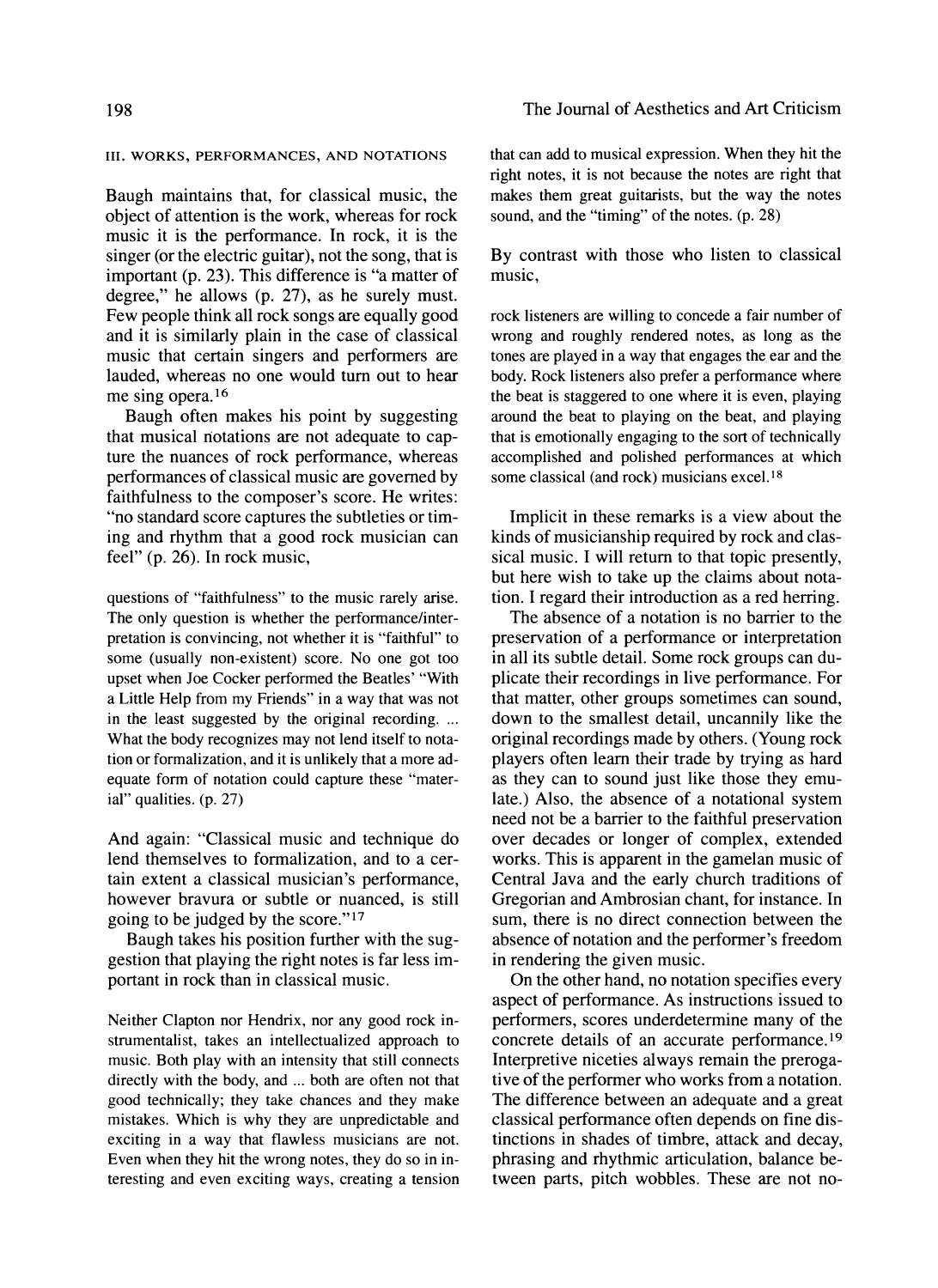## III. WORKS, PERFORMANCES, AND NOTATIONS

Baugh maintains that, for classical music, the object of attention is the work, whereas for rock music it is the performance. In rock, it is the singer (or the electric guitar), not the song, that is important (p. 23). This difference is "a matter of degree," he allows (p. 27), as he surely must. Few people think all rock songs are equally good and it is similarly plain in the case of classical music that certain singers and performers are lauded, whereas no one would turn out to hear me sing opera.[16]

Baugh often makes his point by suggesting that musical notations are not adequate to capture the nuances of rock performance, whereas performances of classical music are governed by faithfulness to the composer's score. He writes: "no standard score captures the subtleties or timing and rhythm that a good rock musician can feel" (p. 26). In rock music,

> questions of "faithfulness" to the music rarely arise. The only question is whether the performance/interpretation is convincing, not whether it is "faithful" to some (usually non-existent) score. No one got too upset when Joe Cocker performed the Beatles' "With a Little Help from my Friends" in a way that was not in the least suggested by the original recording. ... What the body recognizes may not lend itself to notation or formalization, and it is unlikely that a more adequate form of notation could capture these "material" qualities. (p. 27)

And again: "Classical music and technique do lend themselves to formalization, and to a certain extent a classical musician's performance, however bravura or subtle or nuanced, is still going to be judged by the score."[17]

Baugh takes his position further with the suggestion that playing the right notes is far less important in rock than in classical music.

> Neither Clapton nor Hendrix, nor any good rock instrumentalist, takes an intellectualized approach to music. Both play with an intensity that still connects directly with the body, and ... both are often not that good technically; they take chances and they make mistakes. Which is why they are unpredictable and exciting in a way that flawless musicians are not. Even when they hit the wrong notes, they do so in interesting and even exciting ways, creating a tension that can add to musical expression. When they hit the right notes, it is not because the notes are right that makes them great guitarists, but the way the notes sound, and the "timing" of the notes. (p. 28)

By contrast with those who listen to classical music,

> rock listeners are willing to concede a fair number of wrong and roughly rendered notes, as long as the tones are played in a way that engages the ear and the body. Rock listeners also prefer a performance where the beat is staggered to one where it is even, playing around the beat to playing on the beat, and playing that is emotionally engaging to the sort of technically accomplished and polished performances at which some classical (and rock) musicians excel.[18]

Implicit in these remarks is a view about the kinds of musicianship required by rock and classical music. I will return to that topic presently, but here wish to take up the claims about notation. I regard their introduction as a red herring.

The absence of a notation is no barrier to the preservation of a performance or interpretation in all its subtle detail. Some rock groups can duplicate their recordings in live performance. For that matter, other groups sometimes can sound, down to the smallest detail, uncannily like the original recordings made by others. (Young rock players often learn their trade by trying as hard as they can to sound just like those they emulate.) Also, the absence of a notational system need not be a barrier to the faithful preservation over decades or longer of complex, extended works. This is apparent in the gamelan music of Central Java and the early church traditions of Gregorian and Ambrosian chant, for instance. In sum, there is no direct connection between the absence of notation and the performer's freedom in rendering the given music.

On the other hand, no notation specifies every aspect of performance. As instructions issued to performers, scores underdetermine many of the concrete details of an accurate performance.[19] Interpretive niceties always remain the prerogative of the performer who works from a notation. The difference between an adequate and a great classical performance often depends on fine distinctions in shades of timbre, attack and decay, phrasing and rhythmic articulation, balance between parts, pitch wobbles. These are not no-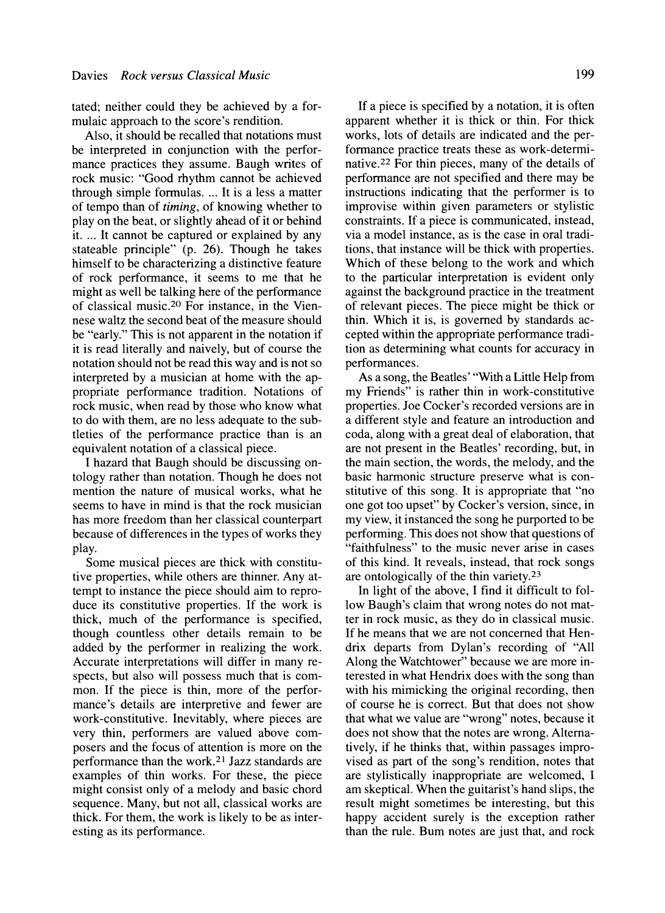tated; neither could they be achieved by a formulaic approach to the score's rendition.

Also, it should be recalled that notations must be interpreted in conjunction with the performance practices they assume. Baugh writes of rock music: "Good rhythm cannot be achieved through simple formulas. ... It is a less a matter of tempo than of *timing*, of knowing whether to play on the beat, or slightly ahead of it or behind it. ... It cannot be captured or explained by any stateable principle" (p. 26). Though he takes himself to be characterizing a distinctive feature of rock performance, it seems to me that he might as well be talking here of the performance of classical music.[20] For instance, in the Viennese waltz the second beat of the measure should be "early." This is not apparent in the notation if it is read literally and naively, but of course the notation should not be read this way and is not so interpreted by a musician at home with the appropriate performance tradition. Notations of rock music, when read by those who know what to do with them, are no less adequate to the subtleties of the performance practice than is an equivalent notation of a classical piece.

I hazard that Baugh should be discussing ontology rather than notation. Though he does not mention the nature of musical works, what he seems to have in mind is that the rock musician has more freedom than her classical counterpart because of differences in the types of works they play.

Some musical pieces are thick with constitutive properties, while others are thinner. Any attempt to instance the piece should aim to reproduce its constitutive properties. If the work is thick, much of the performance is specified, though countless other details remain to be added by the performer in realizing the work. Accurate interpretations will differ in many respects, but also will possess much that is common. If the piece is thin, more of the performance's details are interpretive and fewer are work-constitutive. Inevitably, where pieces are very thin, performers are valued above composers and the focus of attention is more on the performance than the work.[21] Jazz standards are examples of thin works. For these, the piece might consist only of a melody and basic chord sequence. Many, but not all, classical works are thick. For them, the work is likely to be as interesting as its performance.

If a piece is specified by a notation, it is often apparent whether it is thick or thin. For thick works, lots of details are indicated and the performance practice treats these as work-determinative.[22] For thin pieces, many of the details of performance are not specified and there may be instructions indicating that the performer is to improvise within given parameters or stylistic constraints. If a piece is communicated, instead, via a model instance, as is the case in oral traditions, that instance will be thick with properties. Which of these belong to the work and which to the particular interpretation is evident only against the background practice in the treatment of relevant pieces. The piece might be thick or thin. Which it is, is governed by standards accepted within the appropriate performance tradition as determining what counts for accuracy in performances.

As a song, the Beatles' "With a Little Help from my Friends" is rather thin in work-constitutive properties. Joe Cocker's recorded versions are in a different style and feature an introduction and coda, along with a great deal of elaboration, that are not present in the Beatles' recording, but, in the main section, the words, the melody, and the basic harmonic structure preserve what is constitutive of this song. It is appropriate that "no one got too upset" by Cocker's version, since, in my view, it instanced the song he purported to be performing. This does not show that questions of "faithfulness" to the music never arise in cases of this kind. It reveals, instead, that rock songs are ontologically of the thin variety.[23]

In light of the above, I find it difficult to follow Baugh's claim that wrong notes do not matter in rock music, as they do in classical music. If he means that we are not concerned that Hendrix departs from Dylan's recording of "All Along the Watchtower" because we are more interested in what Hendrix does with the song than with his mimicking the original recording, then of course he is correct. But that does not show that what we value are "wrong" notes, because it does not show that the notes are wrong. Alternatively, if he thinks that, within passages improvised as part of the song's rendition, notes that are stylistically inappropriate are welcomed, I am skeptical. When the guitarist's hand slips, the result might sometimes be interesting, but this happy accident surely is the exception rather than the rule. Bum notes are just that, and rock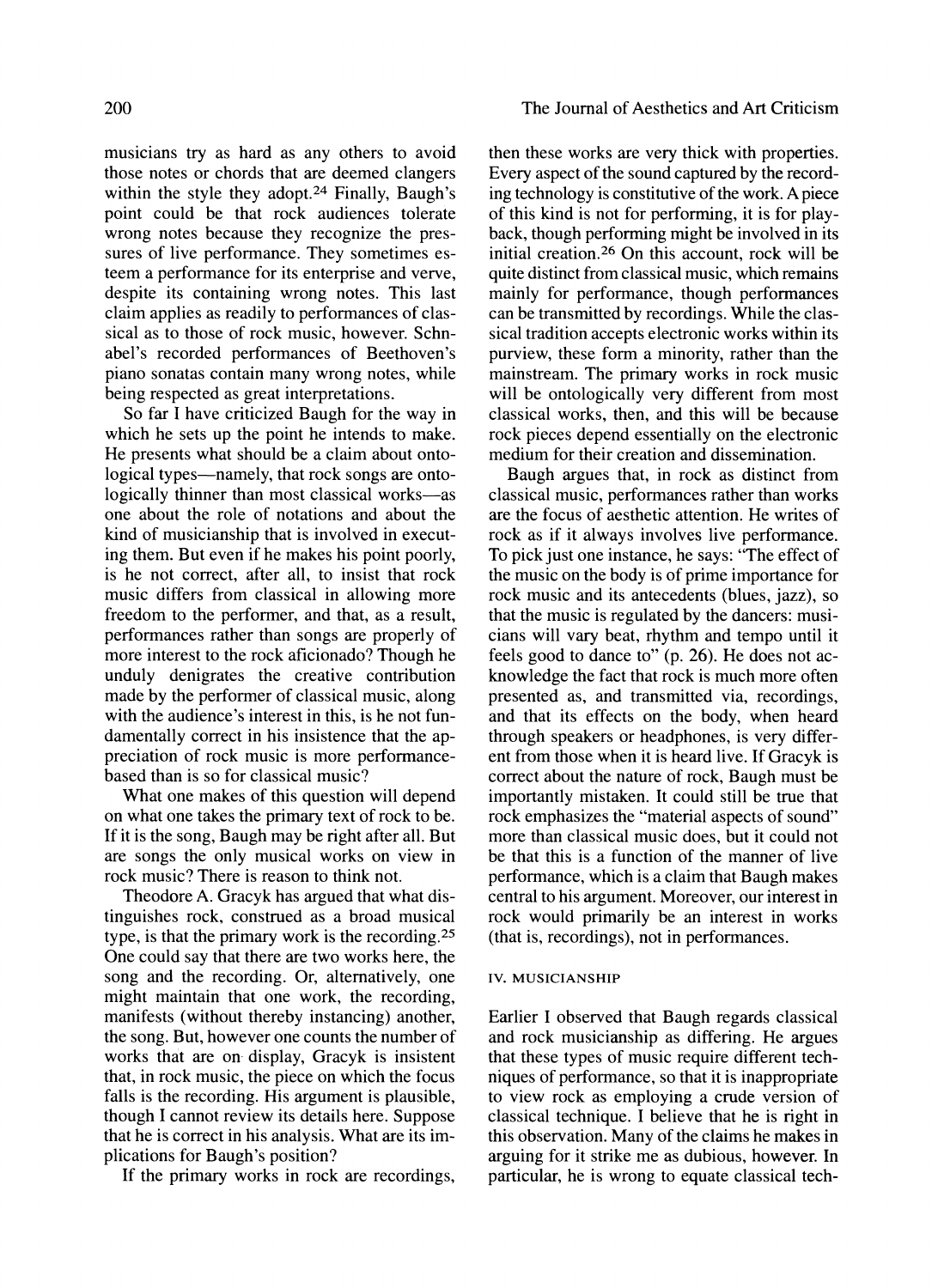musicians try as hard as any others to avoid those notes or chords that are deemed clangers within the style they adopt.[24] Finally, Baugh's point could be that rock audiences tolerate wrong notes because they recognize the pressures of live performance. They sometimes esteem a performance for its enterprise and verve, despite its containing wrong notes. This last claim applies as readily to performances of classical as to those of rock music, however. Schnabel's recorded performances of Beethoven's piano sonatas contain many wrong notes, while being respected as great interpretations.

So far I have criticized Baugh for the way in which he sets up the point he intends to make. He presents what should be a claim about ontological types—namely, that rock songs are ontologically thinner than most classical works—as one about the role of notations and about the kind of musicianship that is involved in executing them. But even if he makes his point poorly, is he not correct, after all, to insist that rock music differs from classical in allowing more freedom to the performer, and that, as a result, performances rather than songs are properly of more interest to the rock aficionado? Though he unduly denigrates the creative contribution made by the performer of classical music, along with the audience's interest in this, is he not fundamentally correct in his insistence that the appreciation of rock music is more performance-based than is so for classical music?

What one makes of this question will depend on what one takes the primary text of rock to be. If it is the song, Baugh may be right after all. But are songs the only musical works on view in rock music? There is reason to think not.

Theodore A. Gracyk has argued that what distinguishes rock, construed as a broad musical type, is that the primary work is the recording.[25] One could say that there are two works here, the song and the recording. Or, alternatively, one might maintain that one work, the recording, manifests (without thereby instancing) another, the song. But, however one counts the number of works that are on display, Gracyk is insistent that, in rock music, the piece on which the focus falls is the recording. His argument is plausible, though I cannot review its details here. Suppose that he is correct in his analysis. What are its implications for Baugh's position?

If the primary works in rock are recordings, then these works are very thick with properties. Every aspect of the sound captured by the recording technology is constitutive of the work. A piece of this kind is not for performing, it is for playback, though performing might be involved in its initial creation.[26] On this account, rock will be quite distinct from classical music, which remains mainly for performance, though performances can be transmitted by recordings. While the classical tradition accepts electronic works within its purview, these form a minority, rather than the mainstream. The primary works in rock music will be ontologically very different from most classical works, then, and this will be because rock pieces depend essentially on the electronic medium for their creation and dissemination.

Baugh argues that, in rock as distinct from classical music, performances rather than works are the focus of aesthetic attention. He writes of rock as if it always involves live performance. To pick just one instance, he says: "The effect of the music on the body is of prime importance for rock music and its antecedents (blues, jazz), so that the music is regulated by the dancers: musicians will vary beat, rhythm and tempo until it feels good to dance to" (p. 26). He does not acknowledge the fact that rock is much more often presented as, and transmitted via, recordings, and that its effects on the body, when heard through speakers or headphones, is very different from those when it is heard live. If Gracyk is correct about the nature of rock, Baugh must be importantly mistaken. It could still be true that rock emphasizes the "material aspects of sound" more than classical music does, but it could not be that this is a function of the manner of live performance, which is a claim that Baugh makes central to his argument. Moreover, our interest in rock would primarily be an interest in works (that is, recordings), not in performances.

## IV. MUSICIANSHIP

Earlier I observed that Baugh regards classical and rock musicianship as differing. He argues that these types of music require different techniques of performance, so that it is inappropriate to view rock as employing a crude version of classical technique. I believe that he is right in this observation. Many of the claims he makes in arguing for it strike me as dubious, however. In particular, he is wrong to equate classical tech-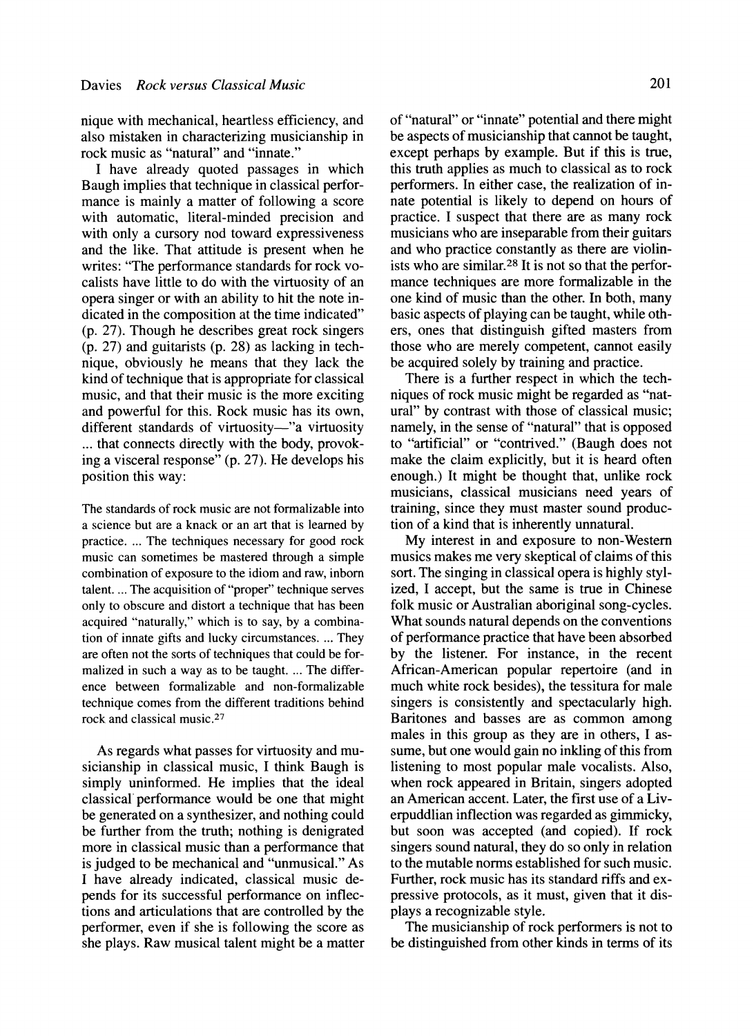nique with mechanical, heartless efficiency, and also mistaken in characterizing musicianship in rock music as "natural" and "innate."

I have already quoted passages in which Baugh implies that technique in classical performance is mainly a matter of following a score with automatic, literal-minded precision and with only a cursory nod toward expressiveness and the like. That attitude is present when he writes: "The performance standards for rock vocalists have little to do with the virtuosity of an opera singer or with an ability to hit the note indicated in the composition at the time indicated" (p. 27). Though he describes great rock singers (p. 27) and guitarists (p. 28) as lacking in technique, obviously he means that they lack the kind of technique that is appropriate for classical music, and that their music is the more exciting and powerful for this. Rock music has its own, different standards of virtuosity—"a virtuosity ... that connects directly with the body, provoking a visceral response" (p. 27). He develops his position this way:

> The standards of rock music are not formalizable into a science but are a knack or an art that is learned by practice. ... The techniques necessary for good rock music can sometimes be mastered through a simple combination of exposure to the idiom and raw, inborn talent. ... The acquisition of "proper" technique serves only to obscure and distort a technique that has been acquired "naturally," which is to say, by a combination of innate gifts and lucky circumstances. ... They are often not the sorts of techniques that could be formalized in such a way as to be taught. ... The difference between formalizable and non-formalizable technique comes from the different traditions behind rock and classical music.[27]

As regards what passes for virtuosity and musicianship in classical music, I think Baugh is simply uninformed. He implies that the ideal classical performance would be one that might be generated on a synthesizer, and nothing could be further from the truth; nothing is denigrated more in classical music than a performance that is judged to be mechanical and "unmusical." As I have already indicated, classical music depends for its successful performance on inflections and articulations that are controlled by the performer, even if she is following the score as she plays. Raw musical talent might be a matter of "natural" or "innate" potential and there might be aspects of musicianship that cannot be taught, except perhaps by example. But if this is true, this truth applies as much to classical as to rock performers. In either case, the realization of innate potential is likely to depend on hours of practice. I suspect that there are as many rock musicians who are inseparable from their guitars and who practice constantly as there are violinists who are similar.[28] It is not so that the performance techniques are more formalizable in the one kind of music than the other. In both, many basic aspects of playing can be taught, while others, ones that distinguish gifted masters from those who are merely competent, cannot easily be acquired solely by training and practice.

There is a further respect in which the techniques of rock music might be regarded as "natural" by contrast with those of classical music; namely, in the sense of "natural" that is opposed to "artificial" or "contrived." (Baugh does not make the claim explicitly, but it is heard often enough.) It might be thought that, unlike rock musicians, classical musicians need years of training, since they must master sound production of a kind that is inherently unnatural.

My interest in and exposure to non-Western musics makes me very skeptical of claims of this sort. The singing in classical opera is highly stylized, I accept, but the same is true in Chinese folk music or Australian aboriginal song-cycles. What sounds natural depends on the conventions of performance practice that have been absorbed by the listener. For instance, in the recent African-American popular repertoire (and in much white rock besides), the tessitura for male singers is consistently and spectacularly high. Baritones and basses are as common among males in this group as they are in others, I assume, but one would gain no inkling of this from listening to most popular male vocalists. Also, when rock appeared in Britain, singers adopted an American accent. Later, the first use of a Liverpuddlian inflection was regarded as gimmicky, but soon was accepted (and copied). If rock singers sound natural, they do so only in relation to the mutable norms established for such music. Further, rock music has its standard riffs and expressive protocols, as it must, given that it displays a recognizable style.

The musicianship of rock performers is not to be distinguished from other kinds in terms of its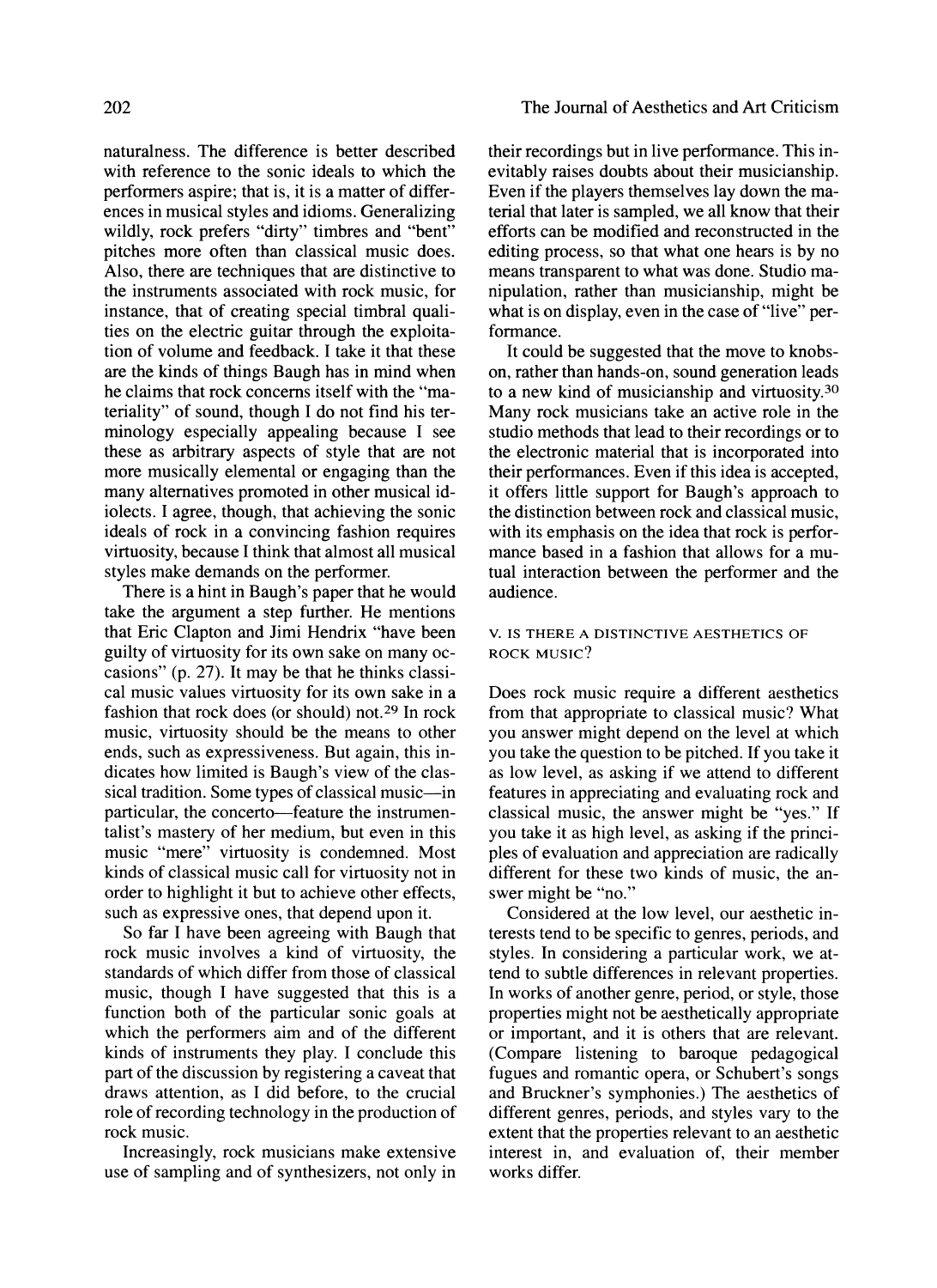naturalness. The difference is better described with reference to the sonic ideals to which the performers aspire; that is, it is a matter of differences in musical styles and idioms. Generalizing wildly, rock prefers "dirty" timbres and "bent" pitches more often than classical music does. Also, there are techniques that are distinctive to the instruments associated with rock music, for instance, that of creating special timbral qualities on the electric guitar through the exploitation of volume and feedback. I take it that these are the kinds of things Baugh has in mind when he claims that rock concerns itself with the "materiality" of sound, though I do not find his terminology especially appealing because I see these as arbitrary aspects of style that are not more musically elemental or engaging than the many alternatives promoted in other musical idiolects. I agree, though, that achieving the sonic ideals of rock in a convincing fashion requires virtuosity, because I think that almost all musical styles make demands on the performer.

There is a hint in Baugh's paper that he would take the argument a step further. He mentions that Eric Clapton and Jimi Hendrix "have been guilty of virtuosity for its own sake on many occasions" (p. 27). It may be that he thinks classical music values virtuosity for its own sake in a fashion that rock does (or should) not.[29] In rock music, virtuosity should be the means to other ends, such as expressiveness. But again, this indicates how limited is Baugh's view of the classical tradition. Some types of classical music—in particular, the concerto—feature the instrumentalist's mastery of her medium, but even in this music "mere" virtuosity is condemned. Most kinds of classical music call for virtuosity not in order to highlight it but to achieve other effects, such as expressive ones, that depend upon it.

So far I have been agreeing with Baugh that rock music involves a kind of virtuosity, the standards of which differ from those of classical music, though I have suggested that this is a function both of the particular sonic goals at which the performers aim and of the different kinds of instruments they play. I conclude this part of the discussion by registering a caveat that draws attention, as I did before, to the crucial role of recording technology in the production of rock music.

Increasingly, rock musicians make extensive use of sampling and of synthesizers, not only in their recordings but in live performance. This inevitably raises doubts about their musicianship. Even if the players themselves lay down the material that later is sampled, we all know that their efforts can be modified and reconstructed in the editing process, so that what one hears is by no means transparent to what was done. Studio manipulation, rather than musicianship, might be what is on display, even in the case of "live" performance.

It could be suggested that the move to knobs-on, rather than hands-on, sound generation leads to a new kind of musicianship and virtuosity.[30] Many rock musicians take an active role in the studio methods that lead to their recordings or to the electronic material that is incorporated into their performances. Even if this idea is accepted, it offers little support for Baugh's approach to the distinction between rock and classical music, with its emphasis on the idea that rock is performance based in a fashion that allows for a mutual interaction between the performer and the audience.

## V. IS THERE A DISTINCTIVE AESTHETICS OF ROCK MUSIC?

Does rock music require a different aesthetics from that appropriate to classical music? What you answer might depend on the level at which you take the question to be pitched. If you take it as low level, as asking if we attend to different features in appreciating and evaluating rock and classical music, the answer might be "yes." If you take it as high level, as asking if the principles of evaluation and appreciation are radically different for these two kinds of music, the answer might be "no."

Considered at the low level, our aesthetic interests tend to be specific to genres, periods, and styles. In considering a particular work, we attend to subtle differences in relevant properties. In works of another genre, period, or style, those properties might not be aesthetically appropriate or important, and it is others that are relevant. (Compare listening to baroque pedagogical fugues and romantic opera, or Schubert's songs and Bruckner's symphonies.) The aesthetics of different genres, periods, and styles vary to the extent that the properties relevant to an aesthetic interest in, and evaluation of, their member works differ.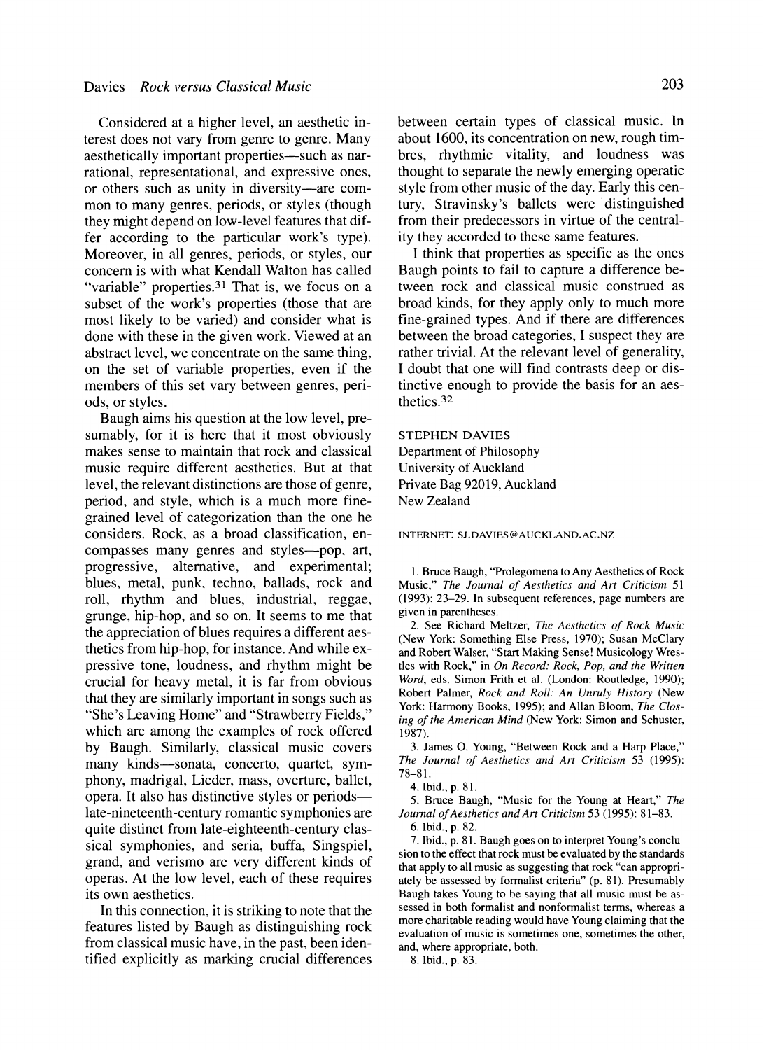Considered at a higher level, an aesthetic interest does not vary from genre to genre. Many aesthetically important properties—such as narrational, representational, and expressive ones, or others such as unity in diversity—are common to many genres, periods, or styles (though they might depend on low-level features that differ according to the particular work's type). Moreover, in all genres, periods, or styles, our concern is with what Kendall Walton has called "variable" properties.[31] That is, we focus on a subset of the work's properties (those that are most likely to be varied) and consider what is done with these in the given work. Viewed at an abstract level, we concentrate on the same thing, on the set of variable properties, even if the members of this set vary between genres, periods, or styles.

Baugh aims his question at the low level, presumably, for it is here that it most obviously makes sense to maintain that rock and classical music require different aesthetics. But at that level, the relevant distinctions are those of genre, period, and style, which is a much more fine-grained level of categorization than the one he considers. Rock, as a broad classification, encompasses many genres and styles—pop, art, progressive, alternative, and experimental; blues, metal, punk, techno, ballads, rock and roll, rhythm and blues, industrial, reggae, grunge, hip-hop, and so on. It seems to me that the appreciation of blues requires a different aesthetics from hip-hop, for instance. And while expressive tone, loudness, and rhythm might be crucial for heavy metal, it is far from obvious that they are similarly important in songs such as "She's Leaving Home" and "Strawberry Fields," which are among the examples of rock offered by Baugh. Similarly, classical music covers many kinds—sonata, concerto, quartet, symphony, madrigal, Lieder, mass, overture, ballet, opera. It also has distinctive styles or periods—late-nineteenth-century romantic symphonies are quite distinct from late-eighteenth-century classical symphonies, and seria, buffa, Singspiel, grand, and verismo are very different kinds of operas. At the low level, each of these requires its own aesthetics.

In this connection, it is striking to note that the features listed by Baugh as distinguishing rock from classical music have, in the past, been identified explicitly as marking crucial differences between certain types of classical music. In about 1600, its concentration on new, rough timbres, rhythmic vitality, and loudness was thought to separate the newly emerging operatic style from other music of the day. Early this century, Stravinsky's ballets were distinguished from their predecessors in virtue of the centrality they accorded to these same features.

I think that properties as specific as the ones Baugh points to fail to capture a difference between rock and classical music construed as broad kinds, for they apply only to much more fine-grained types. And if there are differences between the broad categories, I suspect they are rather trivial. At the relevant level of generality, I doubt that one will find contrasts deep or distinctive enough to provide the basis for an aesthetics.[32]

STEPHEN DAVIES  
Department of Philosophy  
University of Auckland  
Private Bag 92019, Auckland  
New Zealand

INTERNET: SJ.DAVIES@AUCKLAND.AC.NZ

1. Bruce Baugh, "Prolegomena to Any Aesthetics of Rock Music," *The Journal of Aesthetics and Art Criticism* 51 (1993): 23–29. In subsequent references, page numbers are given in parentheses.

2. See Richard Meltzer, *The Aesthetics of Rock Music* (New York: Something Else Press, 1970); Susan McClary and Robert Walser, "Start Making Sense! Musicology Wrestles with Rock," in *On Record: Rock, Pop, and the Written Word*, eds. Simon Frith et al. (London: Routledge, 1990); Robert Palmer, *Rock and Roll: An Unruly History* (New York: Harmony Books, 1995); and Allan Bloom, *The Closing of the American Mind* (New York: Simon and Schuster, 1987).

3. James O. Young, "Between Rock and a Harp Place," *The Journal of Aesthetics and Art Criticism* 53 (1995): 78–81.

4. Ibid., p. 81.

5. Bruce Baugh, "Music for the Young at Heart," *The Journal of Aesthetics and Art Criticism* 53 (1995): 81–83.

6. Ibid., p. 82.

7. Ibid., p. 81. Baugh goes on to interpret Young's conclusion to the effect that rock must be evaluated by the standards that apply to all music as suggesting that rock "can appropriately be assessed by formalist criteria" (p. 81). Presumably Baugh takes Young to be saying that all music must be assessed in both formalist and nonformalist terms, whereas a more charitable reading would have Young claiming that the evaluation of music is sometimes one, sometimes the other, and, where appropriate, both.

8. Ibid., p. 83.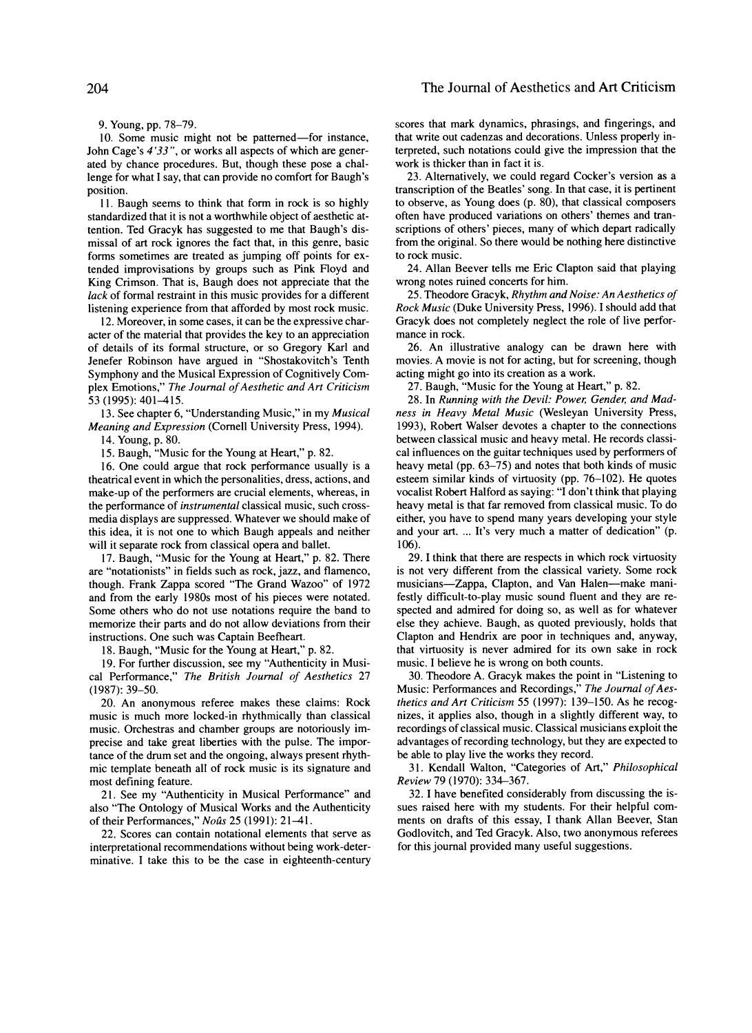9. Young, pp. 78–79.

10. Some music might not be patterned—for instance, John Cage's *4'33"*, or works all aspects of which are generated by chance procedures. But, though these pose a challenge for what I say, that can provide no comfort for Baugh's position.

11. Baugh seems to think that form in rock is so highly standardized that it is not a worthwhile object of aesthetic attention. Ted Gracyk has suggested to me that Baugh's dismissal of art rock ignores the fact that, in this genre, basic forms sometimes are treated as jumping off points for extended improvisations by groups such as Pink Floyd and King Crimson. That is, Baugh does not appreciate that the *lack* of formal restraint in this music provides for a different listening experience from that afforded by most rock music.

12. Moreover, in some cases, it can be the expressive character of the material that provides the key to an appreciation of details of its formal structure, or so Gregory Karl and Jenefer Robinson have argued in "Shostakovitch's Tenth Symphony and the Musical Expression of Cognitively Complex Emotions," *The Journal of Aesthetic and Art Criticism* 53 (1995): 401–415.

13. See chapter 6, "Understanding Music," in my *Musical Meaning and Expression* (Cornell University Press, 1994).

14. Young, p. 80.

15. Baugh, "Music for the Young at Heart," p. 82.

16. One could argue that rock performance usually is a theatrical event in which the personalities, dress, actions, and make-up of the performers are crucial elements, whereas, in the performance of *instrumental* classical music, such cross-media displays are suppressed. Whatever we should make of this idea, it is not one to which Baugh appeals and neither will it separate rock from classical opera and ballet.

17. Baugh, "Music for the Young at Heart," p. 82. There are "notationists" in fields such as rock, jazz, and flamenco, though. Frank Zappa scored "The Grand Wazoo" of 1972 and from the early 1980s most of his pieces were notated. Some others who do not use notations require the band to memorize their parts and do not allow deviations from their instructions. One such was Captain Beefheart.

18. Baugh, "Music for the Young at Heart," p. 82.

19. For further discussion, see my "Authenticity in Musical Performance," *The British Journal of Aesthetics* 27 (1987): 39–50.

20. An anonymous referee makes these claims: Rock music is much more locked-in rhythmically than classical music. Orchestras and chamber groups are notoriously imprecise and take great liberties with the pulse. The importance of the drum set and the ongoing, always present rhythmic template beneath all of rock music is its signature and most defining feature.

21. See my "Authenticity in Musical Performance" and also "The Ontology of Musical Works and the Authenticity of their Performances," *Noûs* 25 (1991): 21–41.

22. Scores can contain notational elements that serve as interpretational recommendations without being work-determinative. I take this to be the case in eighteenth-century scores that mark dynamics, phrasings, and fingerings, and that write out cadenzas and decorations. Unless properly interpreted, such notations could give the impression that the work is thicker than in fact it is.

23. Alternatively, we could regard Cocker's version as a transcription of the Beatles' song. In that case, it is pertinent to observe, as Young does (p. 80), that classical composers often have produced variations on others' themes and transcriptions of others' pieces, many of which depart radically from the original. So there would be nothing here distinctive to rock music.

24. Allan Beever tells me Eric Clapton said that playing wrong notes ruined concerts for him.

25. Theodore Gracyk, *Rhythm and Noise: An Aesthetics of Rock Music* (Duke University Press, 1996). I should add that Gracyk does not completely neglect the role of live performance in rock.

26. An illustrative analogy can be drawn here with movies. A movie is not for acting, but for screening, though acting might go into its creation as a work.

27. Baugh, "Music for the Young at Heart," p. 82.

28. In *Running with the Devil: Power, Gender, and Madness in Heavy Metal Music* (Wesleyan University Press, 1993), Robert Walser devotes a chapter to the connections between classical music and heavy metal. He records classical influences on the guitar techniques used by performers of heavy metal (pp. 63–75) and notes that both kinds of music esteem similar kinds of virtuosity (pp. 76–102). He quotes vocalist Robert Halford as saying: "I don't think that playing heavy metal is that far removed from classical music. To do either, you have to spend many years developing your style and your art. ... It's very much a matter of dedication" (p. 106).

29. I think that there are respects in which rock virtuosity is not very different from the classical variety. Some rock musicians—Zappa, Clapton, and Van Halen—make manifestly difficult-to-play music sound fluent and they are respected and admired for doing so, as well as for whatever else they achieve. Baugh, as quoted previously, holds that Clapton and Hendrix are poor in techniques and, anyway, that virtuosity is never admired for its own sake in rock music. I believe he is wrong on both counts.

30. Theodore A. Gracyk makes the point in "Listening to Music: Performances and Recordings," *The Journal of Aesthetics and Art Criticism* 55 (1997): 139–150. As he recognizes, it applies also, though in a slightly different way, to recordings of classical music. Classical musicians exploit the advantages of recording technology, but they are expected to be able to play live the works they record.

31. Kendall Walton, "Categories of Art," *Philosophical Review* 79 (1970): 334–367.

32. I have benefited considerably from discussing the issues raised here with my students. For their helpful comments on drafts of this essay, I thank Allan Beever, Stan Godlovitch, and Ted Gracyk. Also, two anonymous referees for this journal provided many useful suggestions.